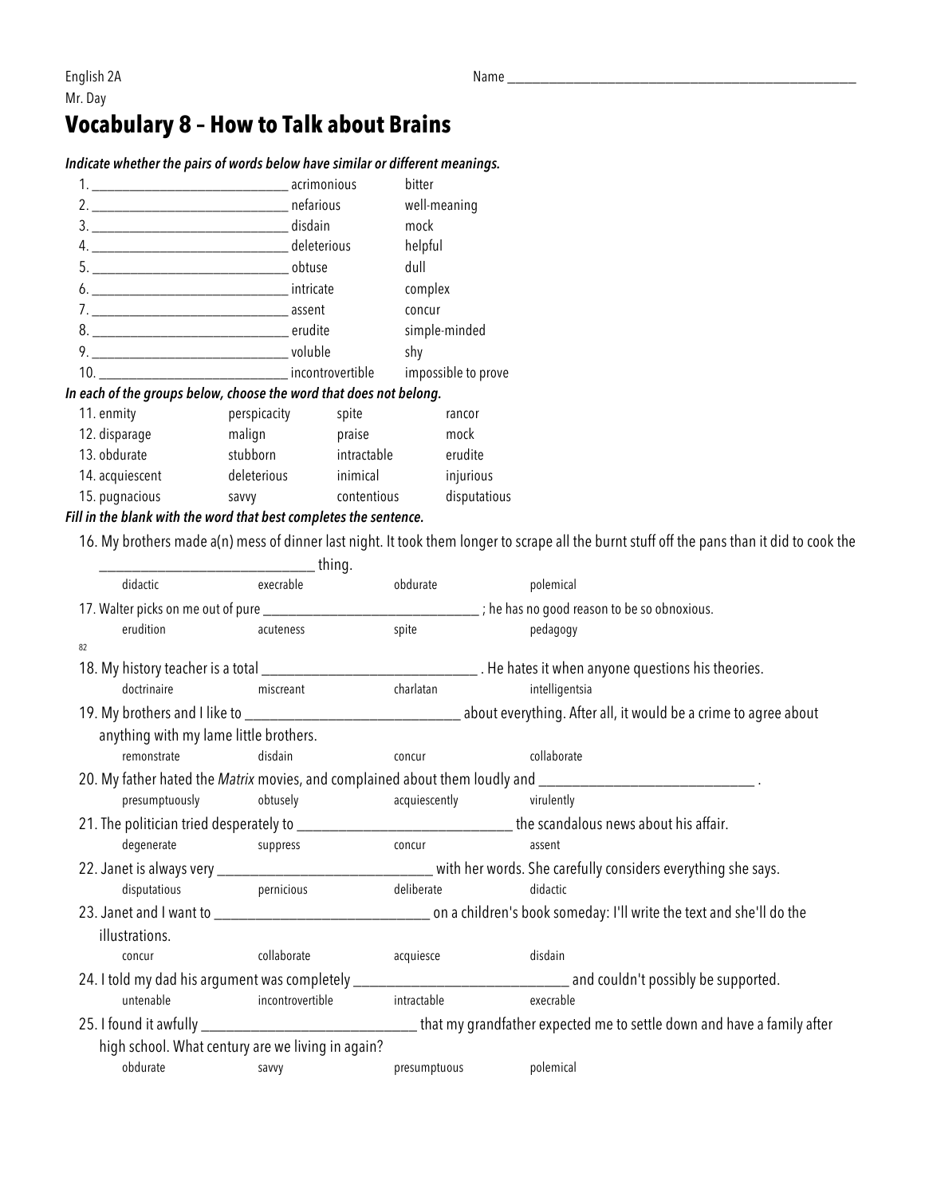English 2A
Mr. Day

Name ______________________________________________________

# Vocabulary 8 – How to Talk about Brains

***Indicate whether the pairs of words below have similar or different meanings.***

1. ____________________________ acrimonious bitter
2. ____________________________ nefarious well-meaning
3. ____________________________ disdain mock
4. ____________________________ deleterious helpful
5. ____________________________ obtuse dull
6. ____________________________ intricate complex
7. ____________________________ assent concur
8. ____________________________ erudite simple-minded
9. ____________________________ voluble shy
10. ____________________________ incontrovertible impossible to prove

***In each of the groups below, choose the word that does not belong.***

11. enmity perspicacity spite rancor
12. disparage malign praise mock
13. obdurate stubborn intractable erudite
14. acquiescent deleterious inimical injurious
15. pugnacious savvy contentious disputatious

***Fill in the blank with the word that best completes the sentence.***

16. My brothers made a(n) mess of dinner last night. It took them longer to scrape all the burnt stuff off the pans than it did to cook the ______________________________ thing.
    didactic execrable obdurate polemical
17. Walter picks on me out of pure ______________________________ ; he has no good reason to be so obnoxious.
    erudition acuteness spite pedagogy
18. My history teacher is a total ______________________________ . He hates it when anyone questions his theories.
    doctrinaire miscreant charlatan intelligentsia
19. My brothers and I like to ______________________________ about everything. After all, it would be a crime to agree about anything with my lame little brothers.
    remonstrate disdain concur collaborate
20. My father hated the *Matrix* movies, and complained about them loudly and ______________________________ .
    presumptuously obtusely acquiescently virulently
21. The politician tried desperately to ______________________________ the scandalous news about his affair.
    degenerate suppress concur assent
22. Janet is always very ______________________________ with her words. She carefully considers everything she says.
    disputatious pernicious deliberate didactic
23. Janet and I want to ______________________________ on a children's book someday: I'll write the text and she'll do the illustrations.
    concur collaborate acquiesce disdain
24. I told my dad his argument was completely ______________________________ and couldn't possibly be supported.
    untenable incontrovertible intractable execrable
25. I found it awfully ______________________________ that my grandfather expected me to settle down and have a family after high school. What century are we living in again?
    obdurate savvy presumptuous polemical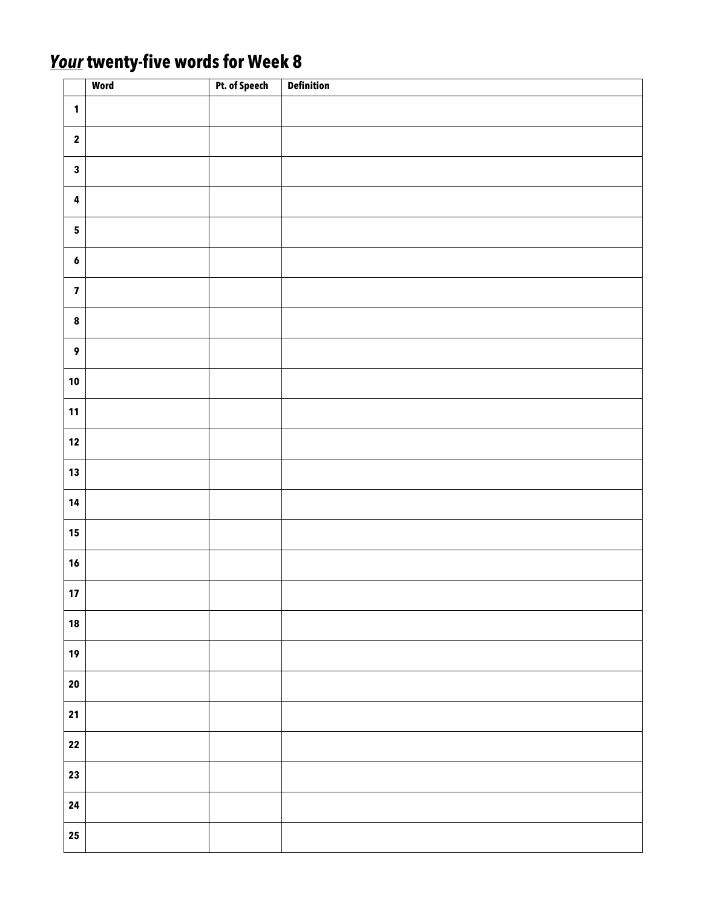## ***<u>Your</u>*** **twenty-five words for Week 8**

| | Word | Pt. of Speech | Definition |
|---|---|---|---|
| 1 | | | |
| 2 | | | |
| 3 | | | |
| 4 | | | |
| 5 | | | |
| 6 | | | |
| 7 | | | |
| 8 | | | |
| 9 | | | |
| 10 | | | |
| 11 | | | |
| 12 | | | |
| 13 | | | |
| 14 | | | |
| 15 | | | |
| 16 | | | |
| 17 | | | |
| 18 | | | |
| 19 | | | |
| 20 | | | |
| 21 | | | |
| 22 | | | |
| 23 | | | |
| 24 | | | |
| 25 | | | |